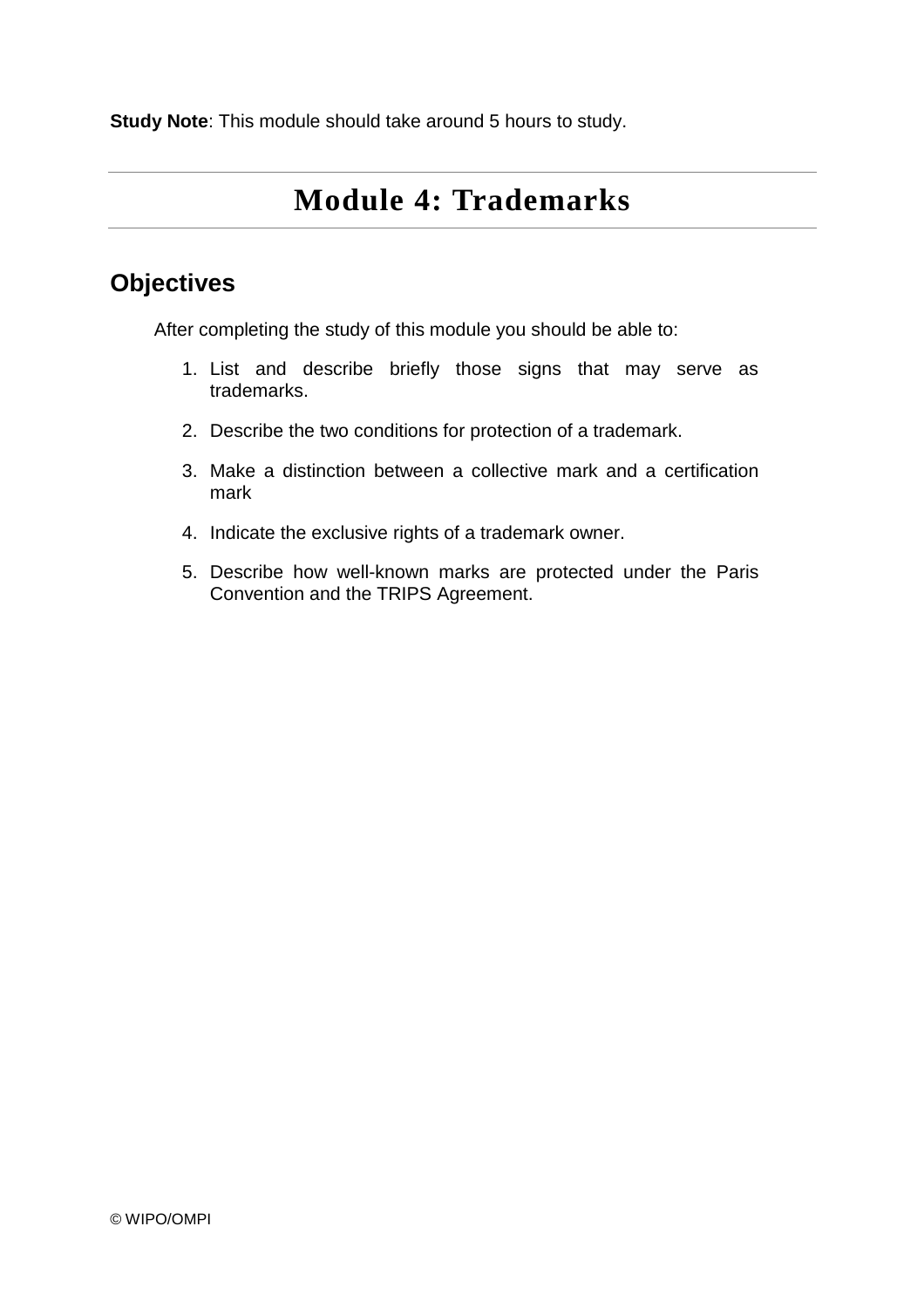**Study Note**: This module should take around 5 hours to study.

# Module 4: Trademarks

## Objectives

After completing the study of this module you should be able to:

1. List and describe briefly those signs that may serve as trademarks.
2. Describe the two conditions for protection of a trademark.
3. Make a distinction between a collective mark and a certification mark
4. Indicate the exclusive rights of a trademark owner.
5. Describe how well-known marks are protected under the Paris Convention and the TRIPS Agreement.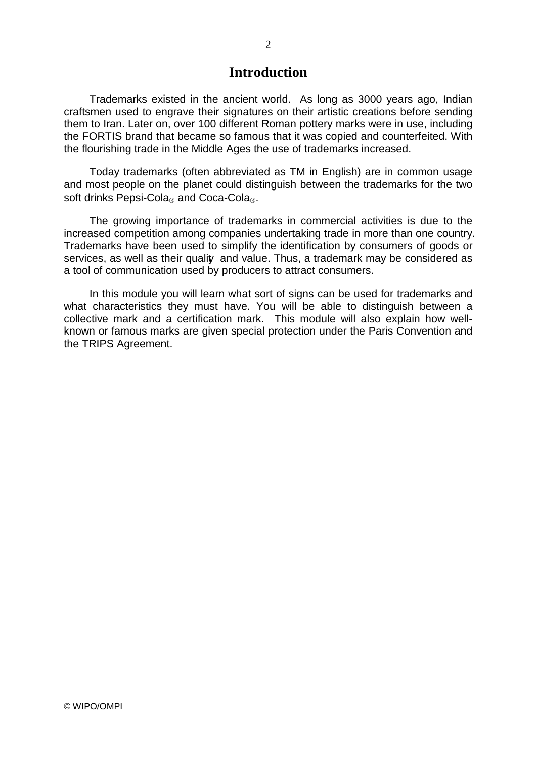# Introduction

Trademarks existed in the ancient world. As long as 3000 years ago, Indian craftsmen used to engrave their signatures on their artistic creations before sending them to Iran. Later on, over 100 different Roman pottery marks were in use, including the FORTIS brand that became so famous that it was copied and counterfeited. With the flourishing trade in the Middle Ages the use of trademarks increased.

Today trademarks (often abbreviated as TM in English) are in common usage and most people on the planet could distinguish between the trademarks for the two soft drinks Pepsi-Cola® and Coca-Cola®.

The growing importance of trademarks in commercial activities is due to the increased competition among companies undertaking trade in more than one country. Trademarks have been used to simplify the identification by consumers of goods or services, as well as their quality and value. Thus, a trademark may be considered as a tool of communication used by producers to attract consumers.

In this module you will learn what sort of signs can be used for trademarks and what characteristics they must have. You will be able to distinguish between a collective mark and a certification mark. This module will also explain how well-known or famous marks are given special protection under the Paris Convention and the TRIPS Agreement.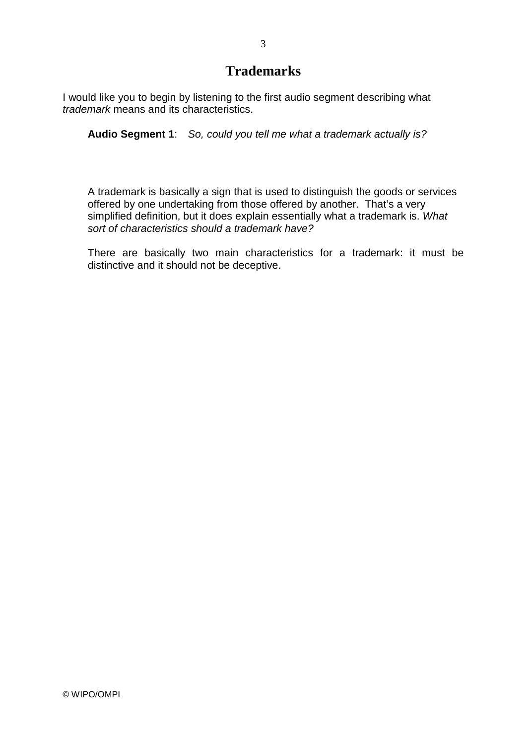# Trademarks

I would like you to begin by listening to the first audio segment describing what *trademark* means and its characteristics.

**Audio Segment 1**: *So, could you tell me what a trademark actually is?*

A trademark is basically a sign that is used to distinguish the goods or services offered by one undertaking from those offered by another. That's a very simplified definition, but it does explain essentially what a trademark is. *What sort of characteristics should a trademark have?*

There are basically two main characteristics for a trademark: it must be distinctive and it should not be deceptive.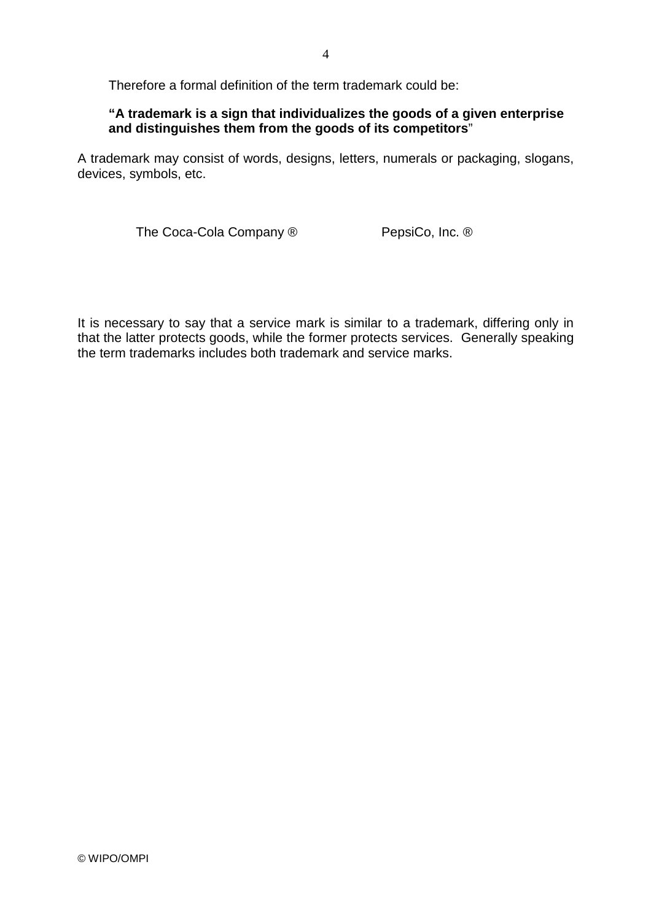Therefore a formal definition of the term trademark could be:

**"A trademark is a sign that individualizes the goods of a given enterprise and distinguishes them from the goods of its competitors**"

A trademark may consist of words, designs, letters, numerals or packaging, slogans, devices, symbols, etc.

The Coca-Cola Company ®    PepsiCo, Inc. ®

It is necessary to say that a service mark is similar to a trademark, differing only in that the latter protects goods, while the former protects services. Generally speaking the term trademarks includes both trademark and service marks.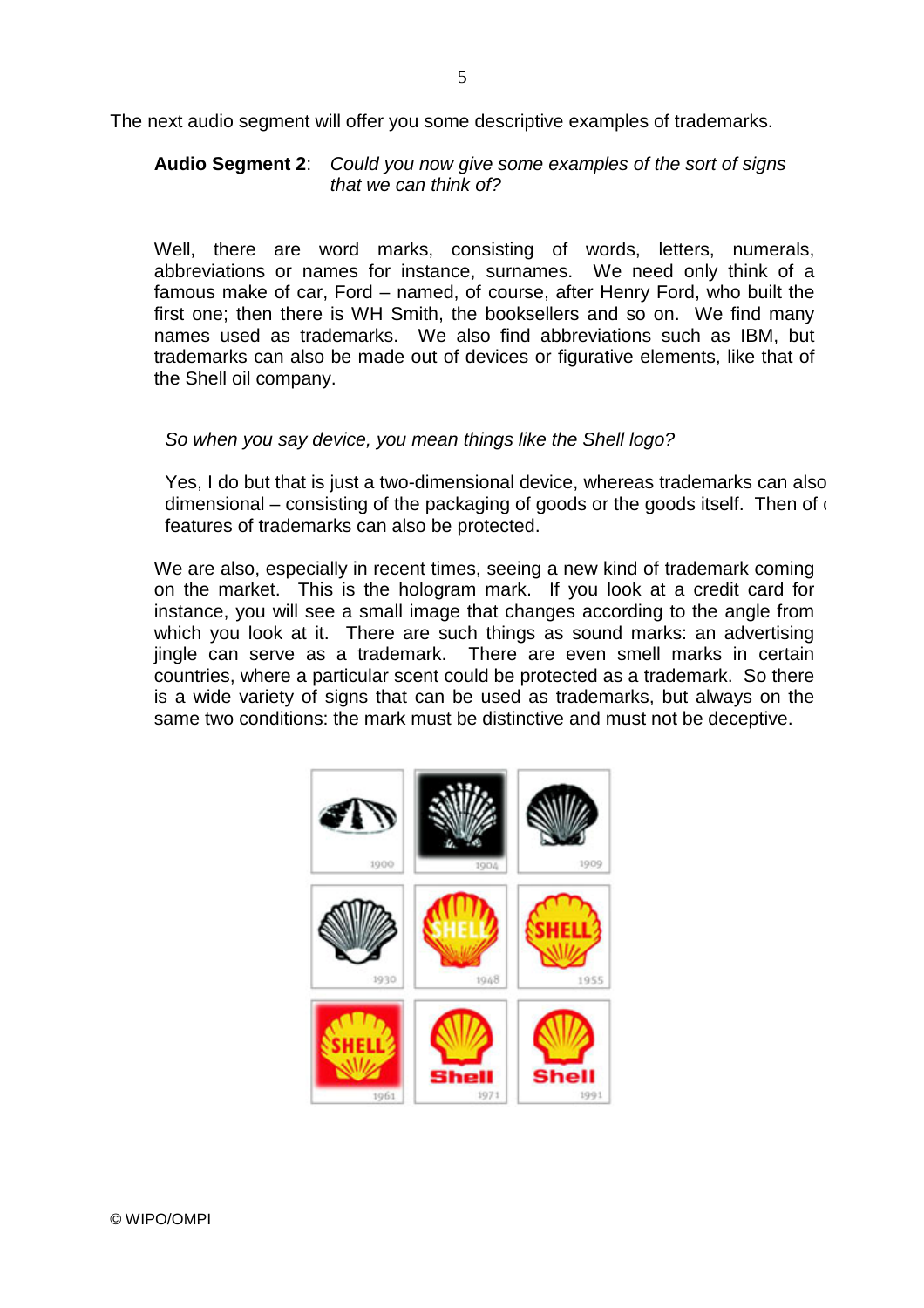The next audio segment will offer you some descriptive examples of trademarks.

**Audio Segment 2**: *Could you now give some examples of the sort of signs that we can think of?*

Well, there are word marks, consisting of words, letters, numerals, abbreviations or names for instance, surnames. We need only think of a famous make of car, Ford – named, of course, after Henry Ford, who built the first one; then there is WH Smith, the booksellers and so on. We find many names used as trademarks. We also find abbreviations such as IBM, but trademarks can also be made out of devices or figurative elements, like that of the Shell oil company.

*So when you say device, you mean things like the Shell logo?*

Yes, I do but that is just a two-dimensional device, whereas trademarks can also dimensional – consisting of the packaging of goods or the goods itself. Then of features of trademarks can also be protected.

We are also, especially in recent times, seeing a new kind of trademark coming on the market. This is the hologram mark. If you look at a credit card for instance, you will see a small image that changes according to the angle from which you look at it. There are such things as sound marks: an advertising jingle can serve as a trademark. There are even smell marks in certain countries, where a particular scent could be protected as a trademark. So there is a wide variety of signs that can be used as trademarks, but always on the same two conditions: the mark must be distinctive and must not be deceptive.

© WIPO/OMPI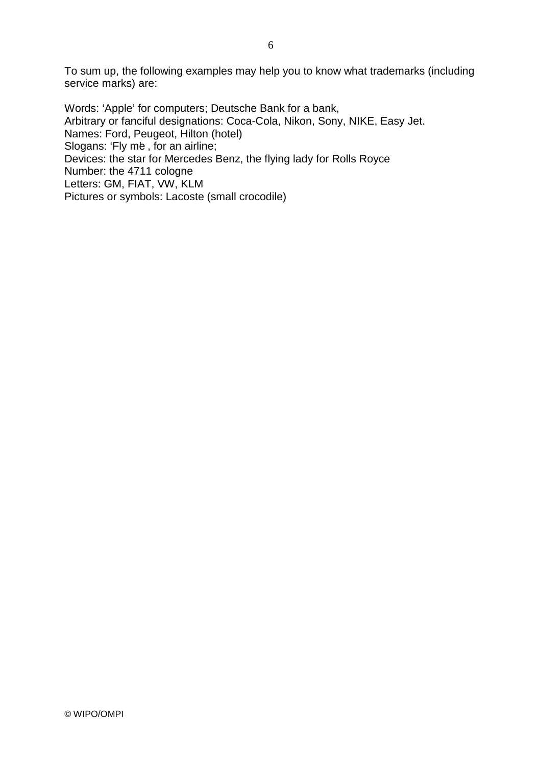To sum up, the following examples may help you to know what trademarks (including service marks) are:

Words: 'Apple' for computers; Deutsche Bank for a bank,
Arbitrary or fanciful designations: Coca-Cola, Nikon, Sony, NIKE, Easy Jet.
Names: Ford, Peugeot, Hilton (hotel)
Slogans: 'Fly me', for an airline;
Devices: the star for Mercedes Benz, the flying lady for Rolls Royce
Number: the 4711 cologne
Letters: GM, FIAT, VW, KLM
Pictures or symbols: Lacoste (small crocodile)

© WIPO/OMPI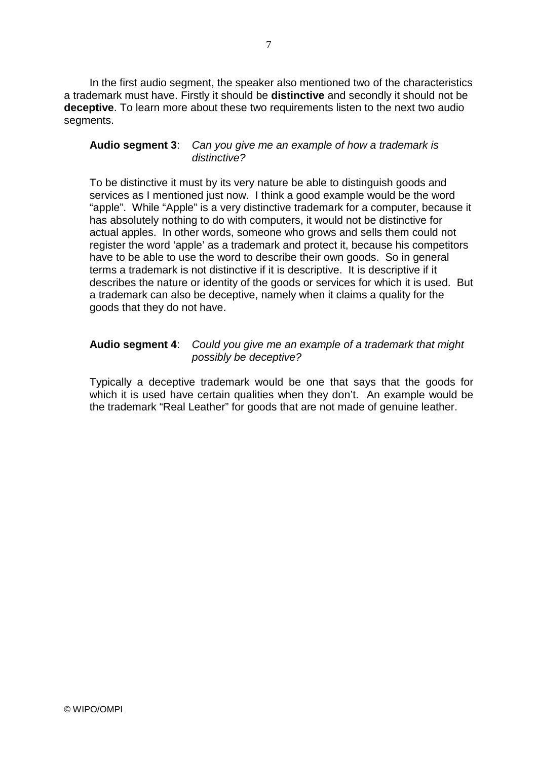In the first audio segment, the speaker also mentioned two of the characteristics a trademark must have. Firstly it should be **distinctive** and secondly it should not be **deceptive**. To learn more about these two requirements listen to the next two audio segments.

**Audio segment 3**: *Can you give me an example of how a trademark is distinctive?*

To be distinctive it must by its very nature be able to distinguish goods and services as I mentioned just now. I think a good example would be the word "apple". While "Apple" is a very distinctive trademark for a computer, because it has absolutely nothing to do with computers, it would not be distinctive for actual apples. In other words, someone who grows and sells them could not register the word 'apple' as a trademark and protect it, because his competitors have to be able to use the word to describe their own goods. So in general terms a trademark is not distinctive if it is descriptive. It is descriptive if it describes the nature or identity of the goods or services for which it is used. But a trademark can also be deceptive, namely when it claims a quality for the goods that they do not have.

**Audio segment 4**: *Could you give me an example of a trademark that might possibly be deceptive?*

Typically a deceptive trademark would be one that says that the goods for which it is used have certain qualities when they don't. An example would be the trademark "Real Leather" for goods that are not made of genuine leather.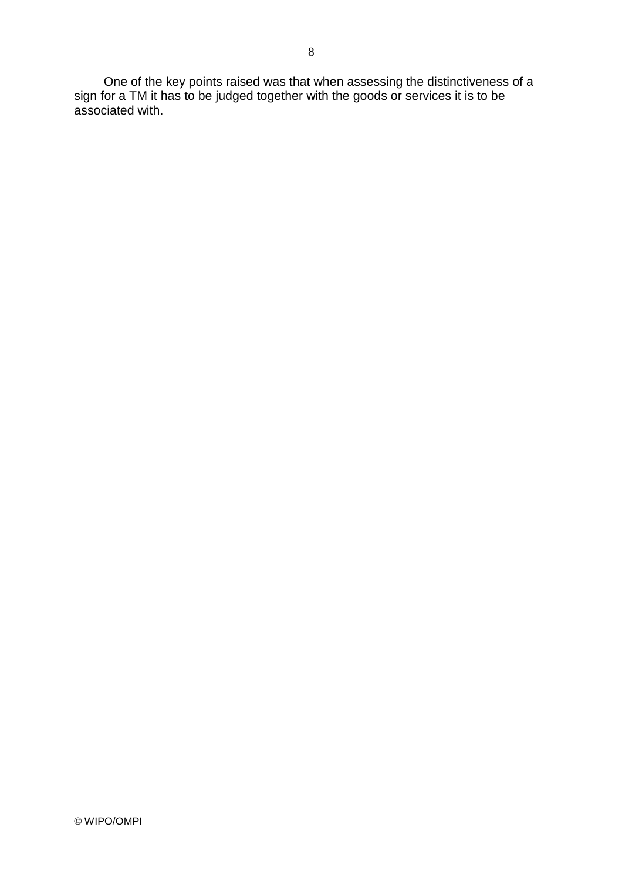One of the key points raised was that when assessing the distinctiveness of a sign for a TM it has to be judged together with the goods or services it is to be associated with.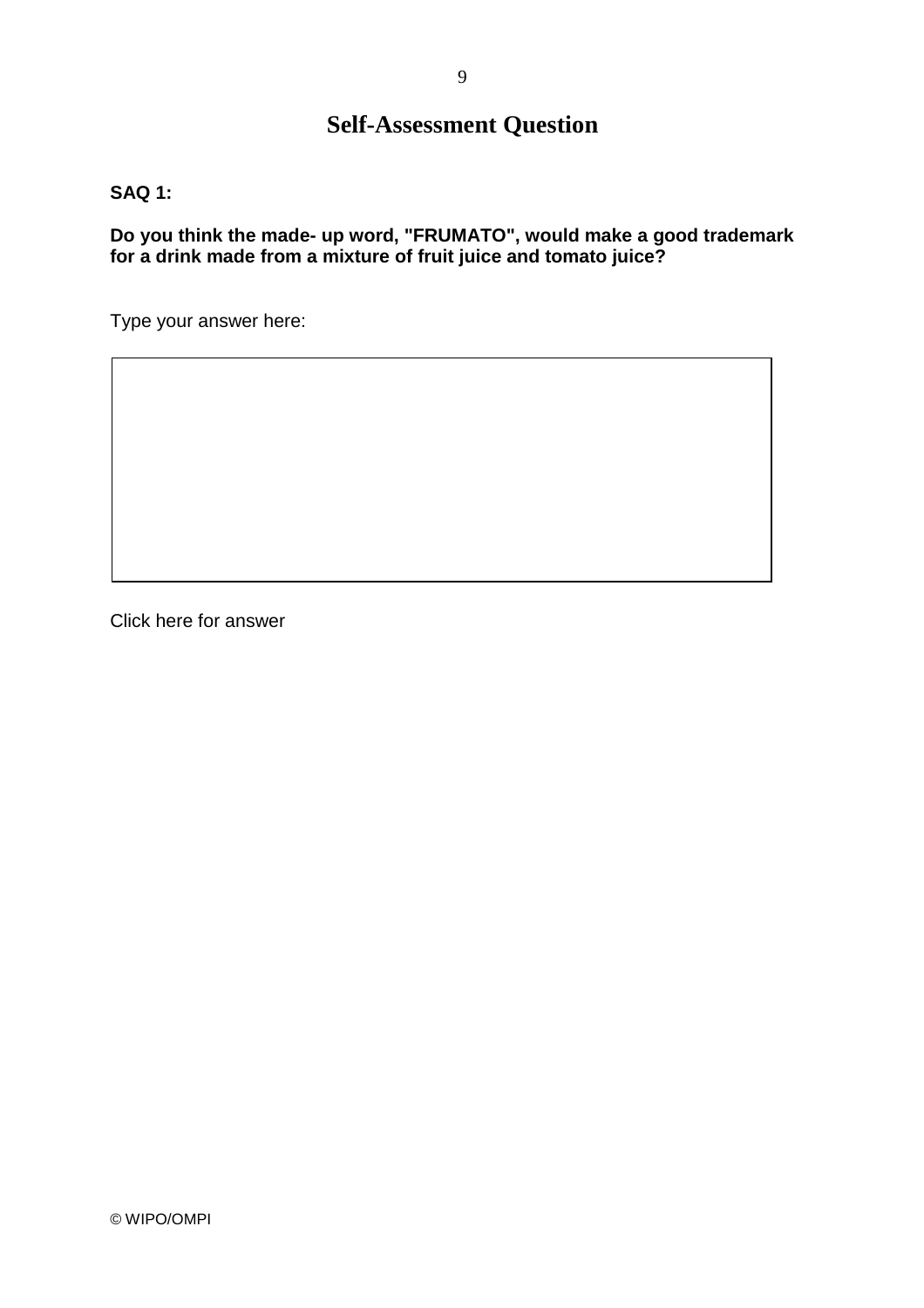# Self-Assessment Question

**SAQ 1:**

**Do you think the made- up word, "FRUMATO", would make a good trademark for a drink made from a mixture of fruit juice and tomato juice?**

Type your answer here:

Click here for answer

© WIPO/OMPI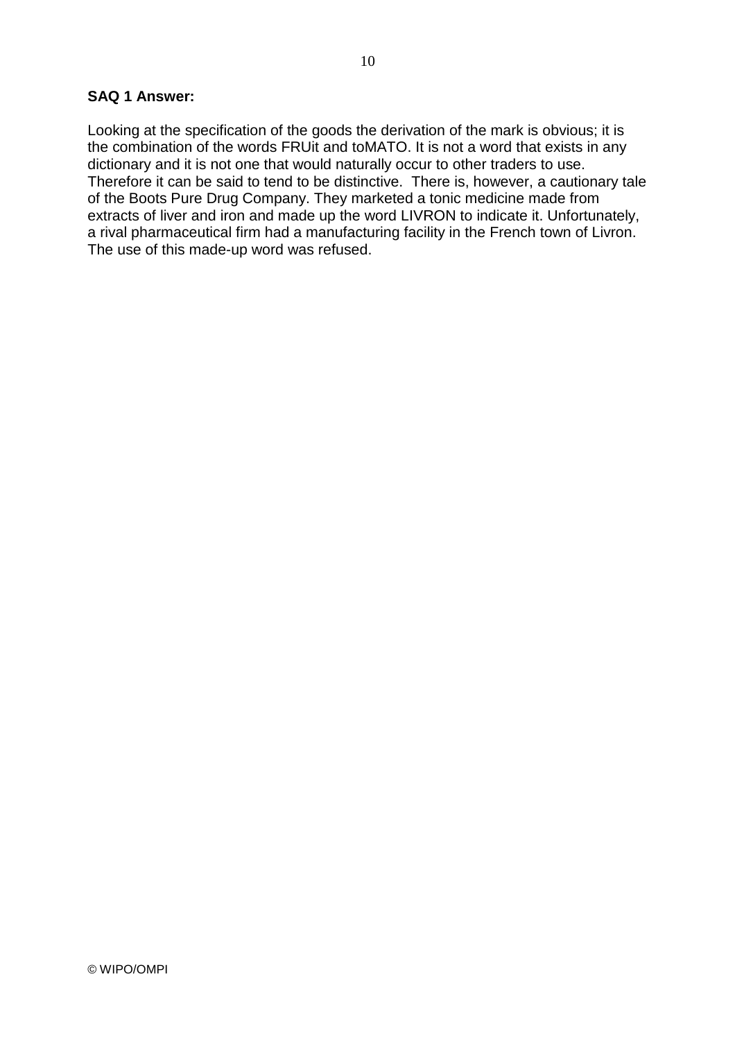**SAQ 1 Answer:**

Looking at the specification of the goods the derivation of the mark is obvious; it is the combination of the words FRUit and toMATO. It is not a word that exists in any dictionary and it is not one that would naturally occur to other traders to use. Therefore it can be said to tend to be distinctive. There is, however, a cautionary tale of the Boots Pure Drug Company. They marketed a tonic medicine made from extracts of liver and iron and made up the word LIVRON to indicate it. Unfortunately, a rival pharmaceutical firm had a manufacturing facility in the French town of Livron. The use of this made-up word was refused.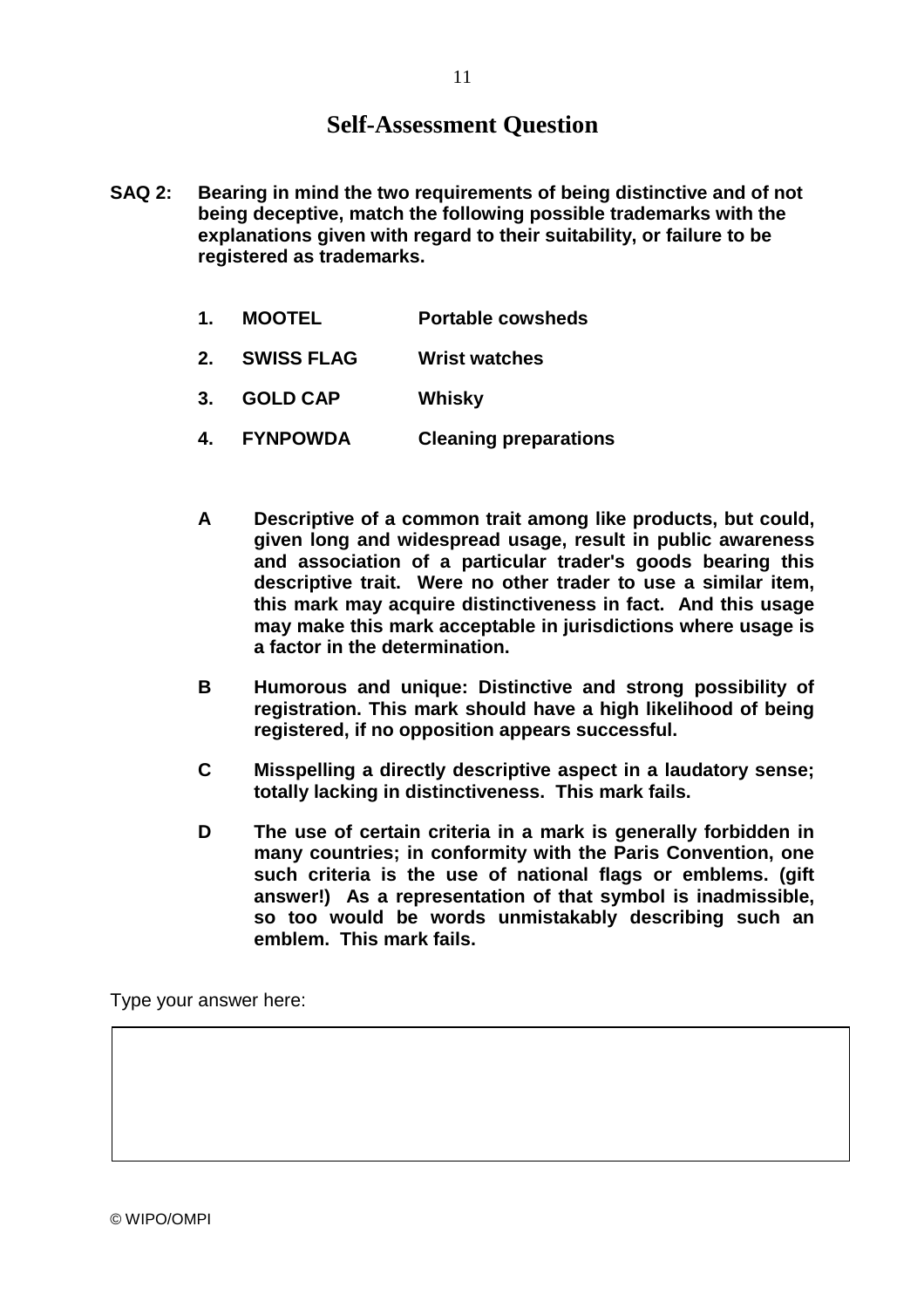## Self-Assessment Question

**SAQ 2: Bearing in mind the two requirements of being distinctive and of not being deceptive, match the following possible trademarks with the explanations given with regard to their suitability, or failure to be registered as trademarks.**

| | | |
|---|---|---|
| **1.** | **MOOTEL** | **Portable cowsheds** |
| **2.** | **SWISS FLAG** | **Wrist watches** |
| **3.** | **GOLD CAP** | **Whisky** |
| **4.** | **FYNPOWDA** | **Cleaning preparations** |

**A** **Descriptive of a common trait among like products, but could, given long and widespread usage, result in public awareness and association of a particular trader's goods bearing this descriptive trait. Were no other trader to use a similar item, this mark may acquire distinctiveness in fact. And this usage may make this mark acceptable in jurisdictions where usage is a factor in the determination.**

**B** **Humorous and unique: Distinctive and strong possibility of registration. This mark should have a high likelihood of being registered, if no opposition appears successful.**

**C** **Misspelling a directly descriptive aspect in a laudatory sense; totally lacking in distinctiveness. This mark fails.**

**D** **The use of certain criteria in a mark is generally forbidden in many countries; in conformity with the Paris Convention, one such criteria is the use of national flags or emblems. (gift answer!) As a representation of that symbol is inadmissible, so too would be words unmistakably describing such an emblem. This mark fails.**

Type your answer here: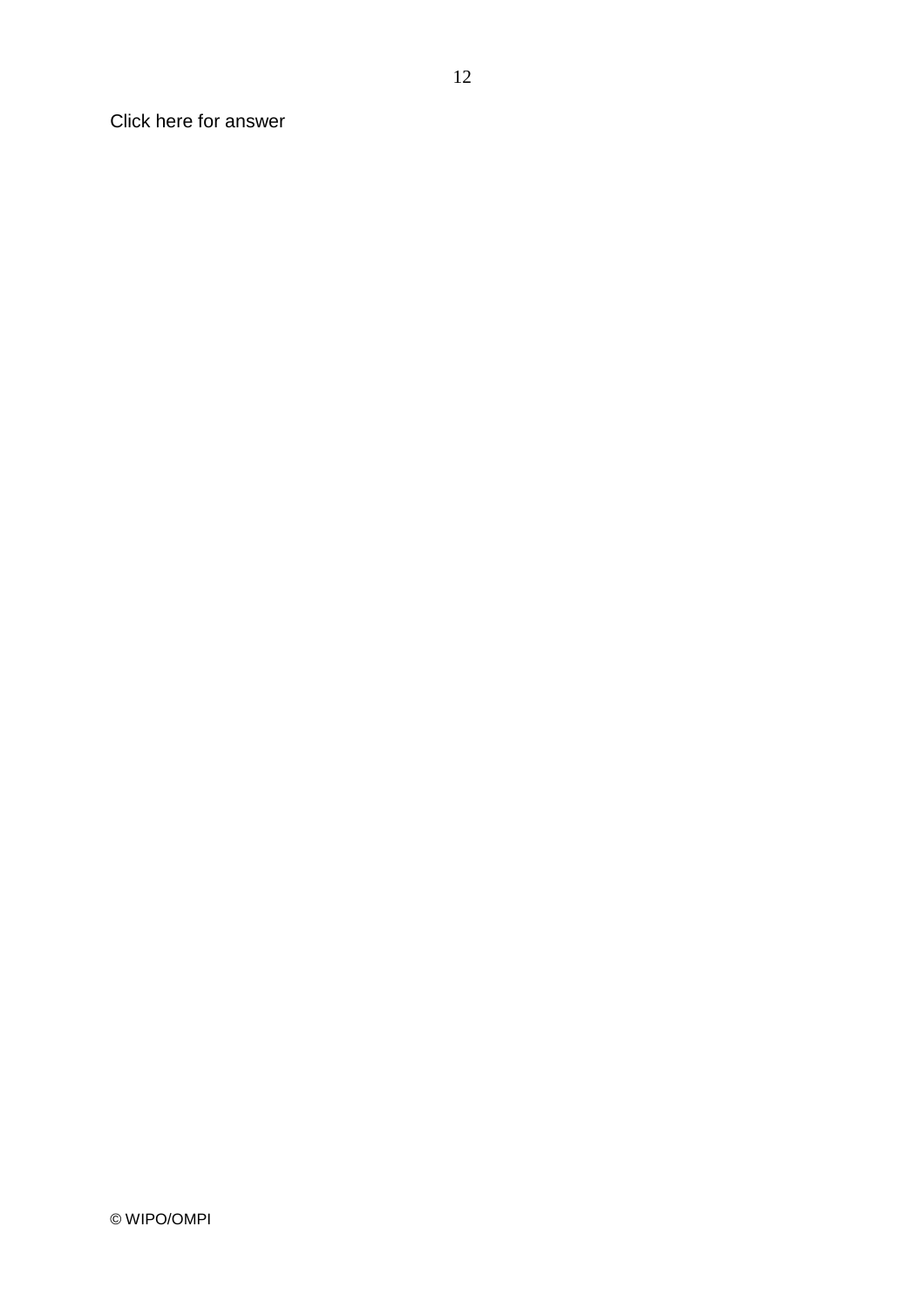Click here for answer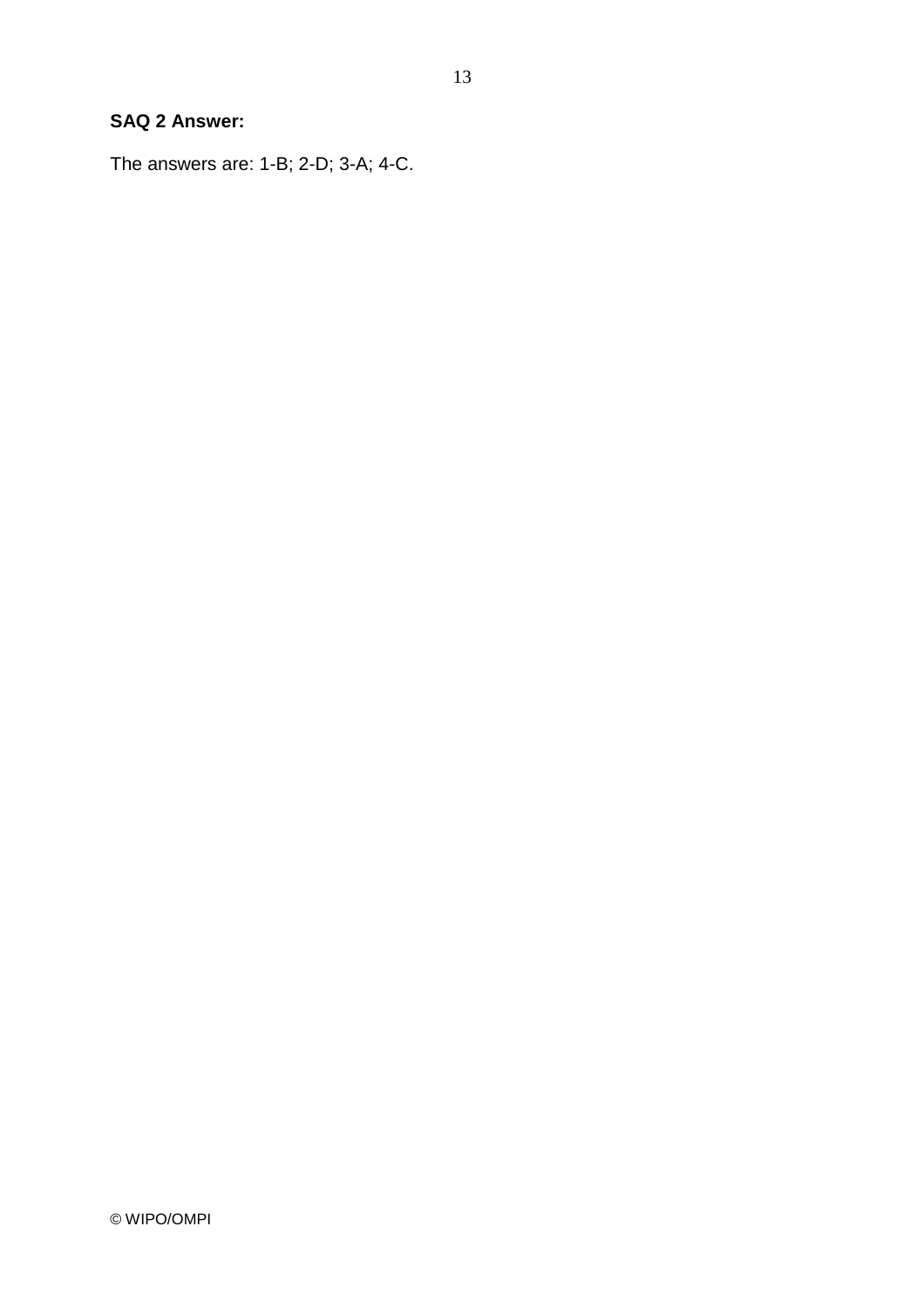**SAQ 2 Answer:**

The answers are: 1-B; 2-D; 3-A; 4-C.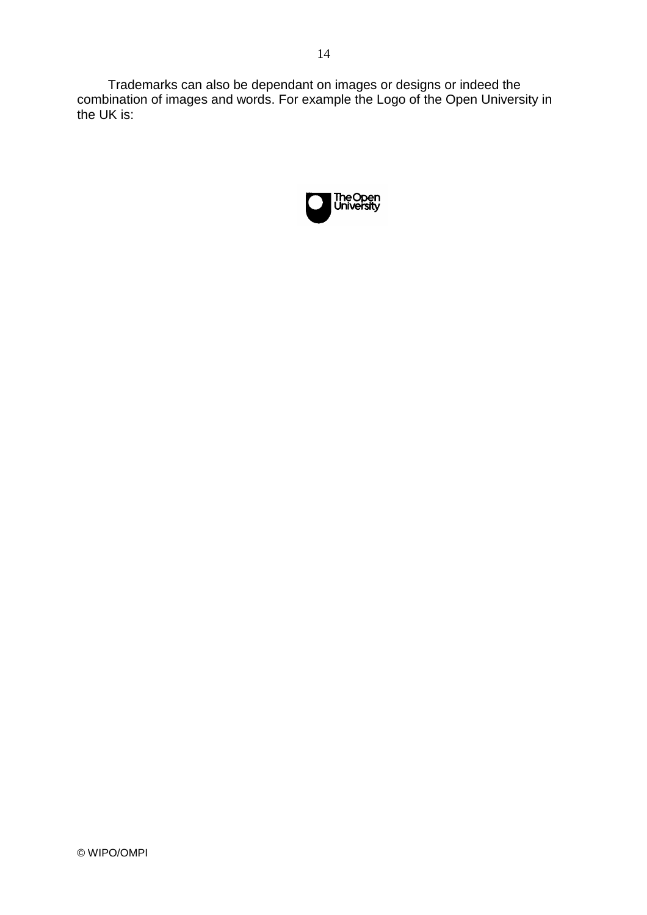Trademarks can also be dependant on images or designs or indeed the combination of images and words. For example the Logo of the Open University in the UK is: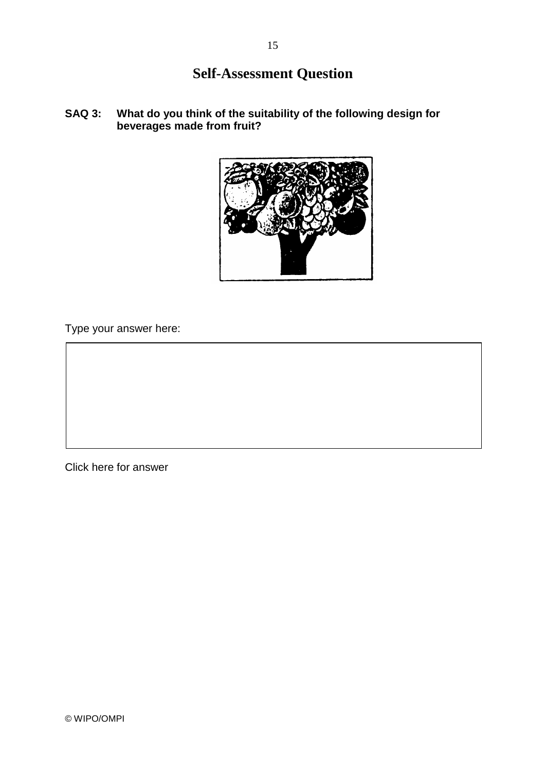# Self-Assessment Question

**SAQ 3: What do you think of the suitability of the following design for beverages made from fruit?**

Type your answer here:

Click here for answer

© WIPO/OMPI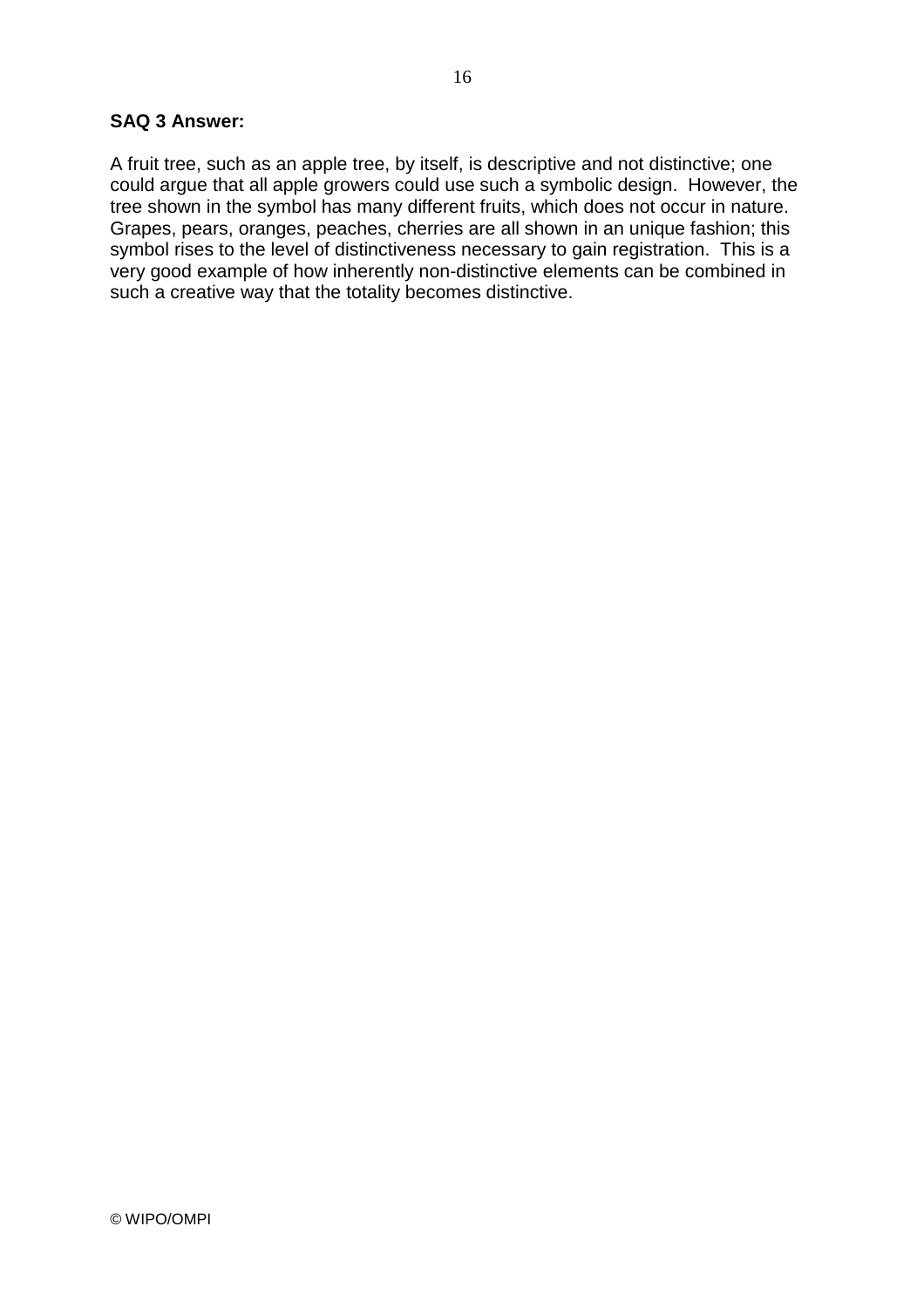**SAQ 3 Answer:**

A fruit tree, such as an apple tree, by itself, is descriptive and not distinctive; one could argue that all apple growers could use such a symbolic design. However, the tree shown in the symbol has many different fruits, which does not occur in nature. Grapes, pears, oranges, peaches, cherries are all shown in an unique fashion; this symbol rises to the level of distinctiveness necessary to gain registration. This is a very good example of how inherently non-distinctive elements can be combined in such a creative way that the totality becomes distinctive.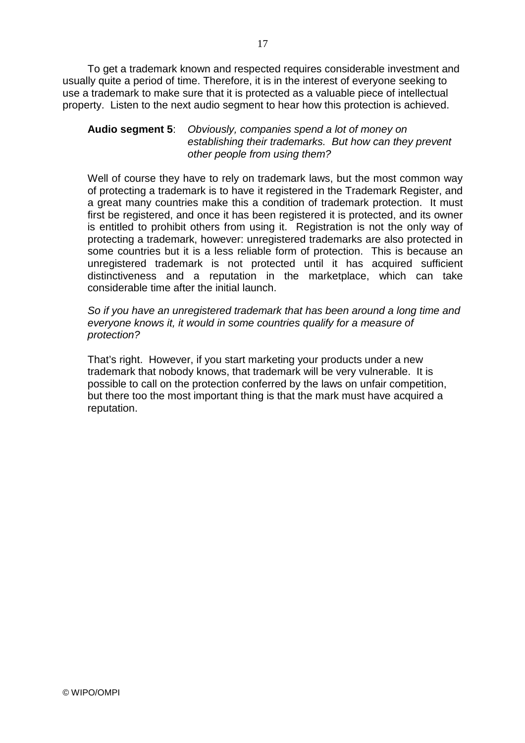To get a trademark known and respected requires considerable investment and usually quite a period of time. Therefore, it is in the interest of everyone seeking to use a trademark to make sure that it is protected as a valuable piece of intellectual property. Listen to the next audio segment to hear how this protection is achieved.

**Audio segment 5**: *Obviously, companies spend a lot of money on establishing their trademarks. But how can they prevent other people from using them?*

Well of course they have to rely on trademark laws, but the most common way of protecting a trademark is to have it registered in the Trademark Register, and a great many countries make this a condition of trademark protection. It must first be registered, and once it has been registered it is protected, and its owner is entitled to prohibit others from using it. Registration is not the only way of protecting a trademark, however: unregistered trademarks are also protected in some countries but it is a less reliable form of protection. This is because an unregistered trademark is not protected until it has acquired sufficient distinctiveness and a reputation in the marketplace, which can take considerable time after the initial launch.

*So if you have an unregistered trademark that has been around a long time and everyone knows it, it would in some countries qualify for a measure of protection?*

That's right. However, if you start marketing your products under a new trademark that nobody knows, that trademark will be very vulnerable. It is possible to call on the protection conferred by the laws on unfair competition, but there too the most important thing is that the mark must have acquired a reputation.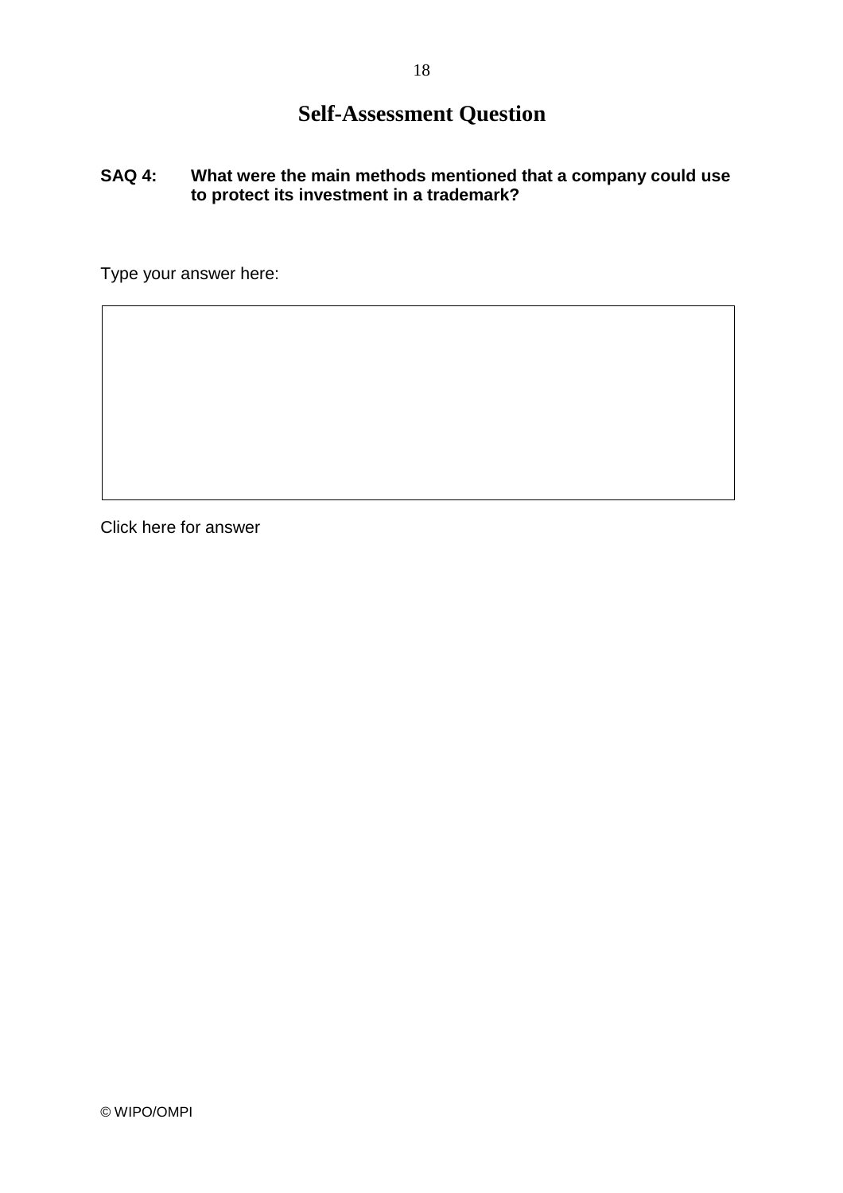# Self-Assessment Question

**SAQ 4: What were the main methods mentioned that a company could use to protect its investment in a trademark?**

Type your answer here:

Click here for answer

© WIPO/OMPI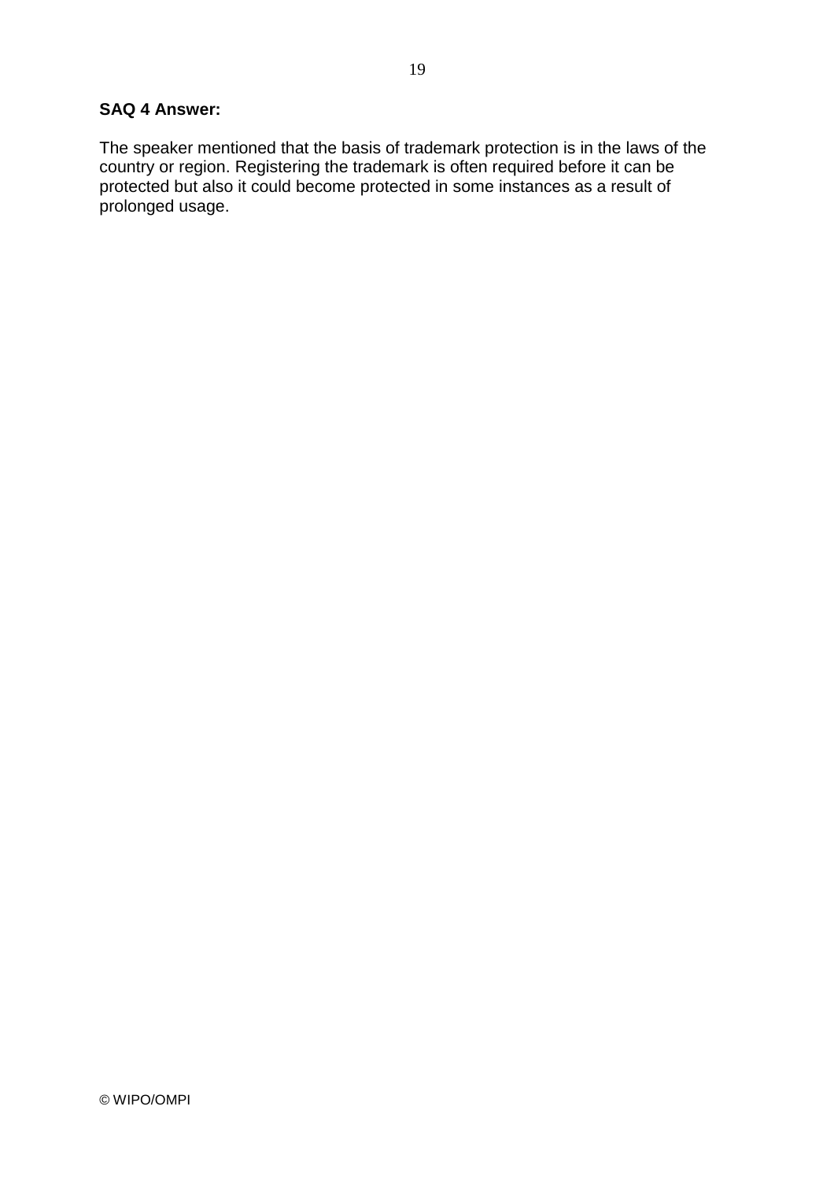**SAQ 4 Answer:**

The speaker mentioned that the basis of trademark protection is in the laws of the country or region. Registering the trademark is often required before it can be protected but also it could become protected in some instances as a result of prolonged usage.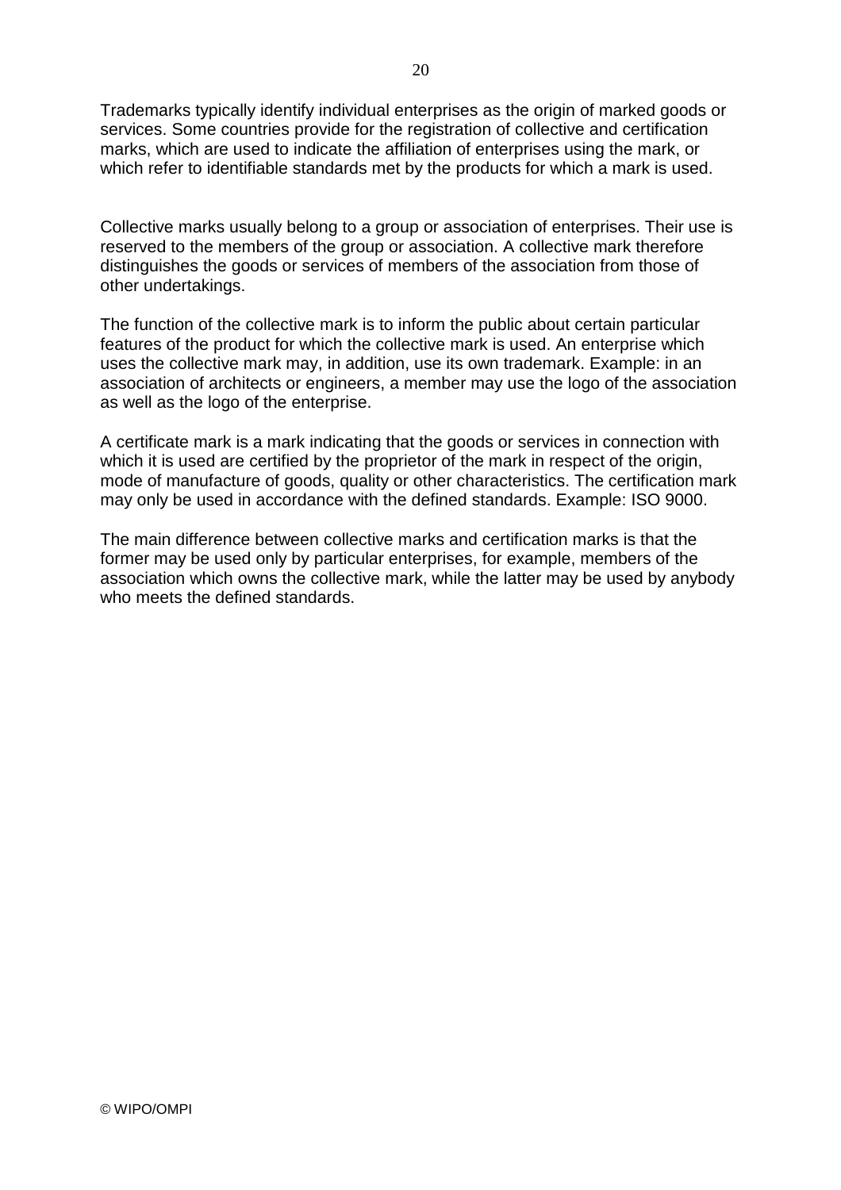Trademarks typically identify individual enterprises as the origin of marked goods or services. Some countries provide for the registration of collective and certification marks, which are used to indicate the affiliation of enterprises using the mark, or which refer to identifiable standards met by the products for which a mark is used.

Collective marks usually belong to a group or association of enterprises. Their use is reserved to the members of the group or association. A collective mark therefore distinguishes the goods or services of members of the association from those of other undertakings.

The function of the collective mark is to inform the public about certain particular features of the product for which the collective mark is used. An enterprise which uses the collective mark may, in addition, use its own trademark. Example: in an association of architects or engineers, a member may use the logo of the association as well as the logo of the enterprise.

A certificate mark is a mark indicating that the goods or services in connection with which it is used are certified by the proprietor of the mark in respect of the origin, mode of manufacture of goods, quality or other characteristics. The certification mark may only be used in accordance with the defined standards. Example: ISO 9000.

The main difference between collective marks and certification marks is that the former may be used only by particular enterprises, for example, members of the association which owns the collective mark, while the latter may be used by anybody who meets the defined standards.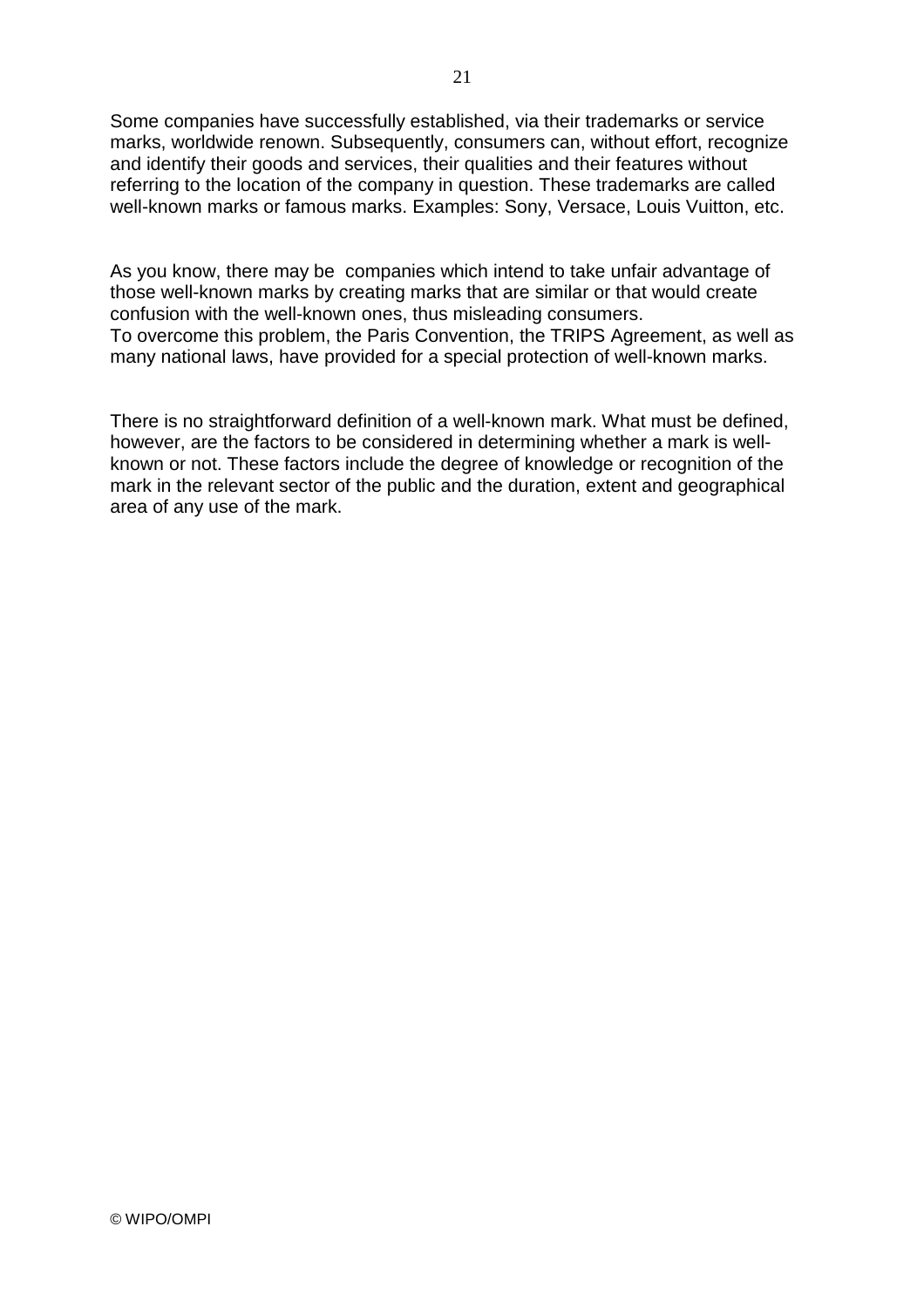Some companies have successfully established, via their trademarks or service marks, worldwide renown. Subsequently, consumers can, without effort, recognize and identify their goods and services, their qualities and their features without referring to the location of the company in question. These trademarks are called well-known marks or famous marks. Examples: Sony, Versace, Louis Vuitton, etc.

As you know, there may be companies which intend to take unfair advantage of those well-known marks by creating marks that are similar or that would create confusion with the well-known ones, thus misleading consumers.
To overcome this problem, the Paris Convention, the TRIPS Agreement, as well as many national laws, have provided for a special protection of well-known marks.

There is no straightforward definition of a well-known mark. What must be defined, however, are the factors to be considered in determining whether a mark is well-known or not. These factors include the degree of knowledge or recognition of the mark in the relevant sector of the public and the duration, extent and geographical area of any use of the mark.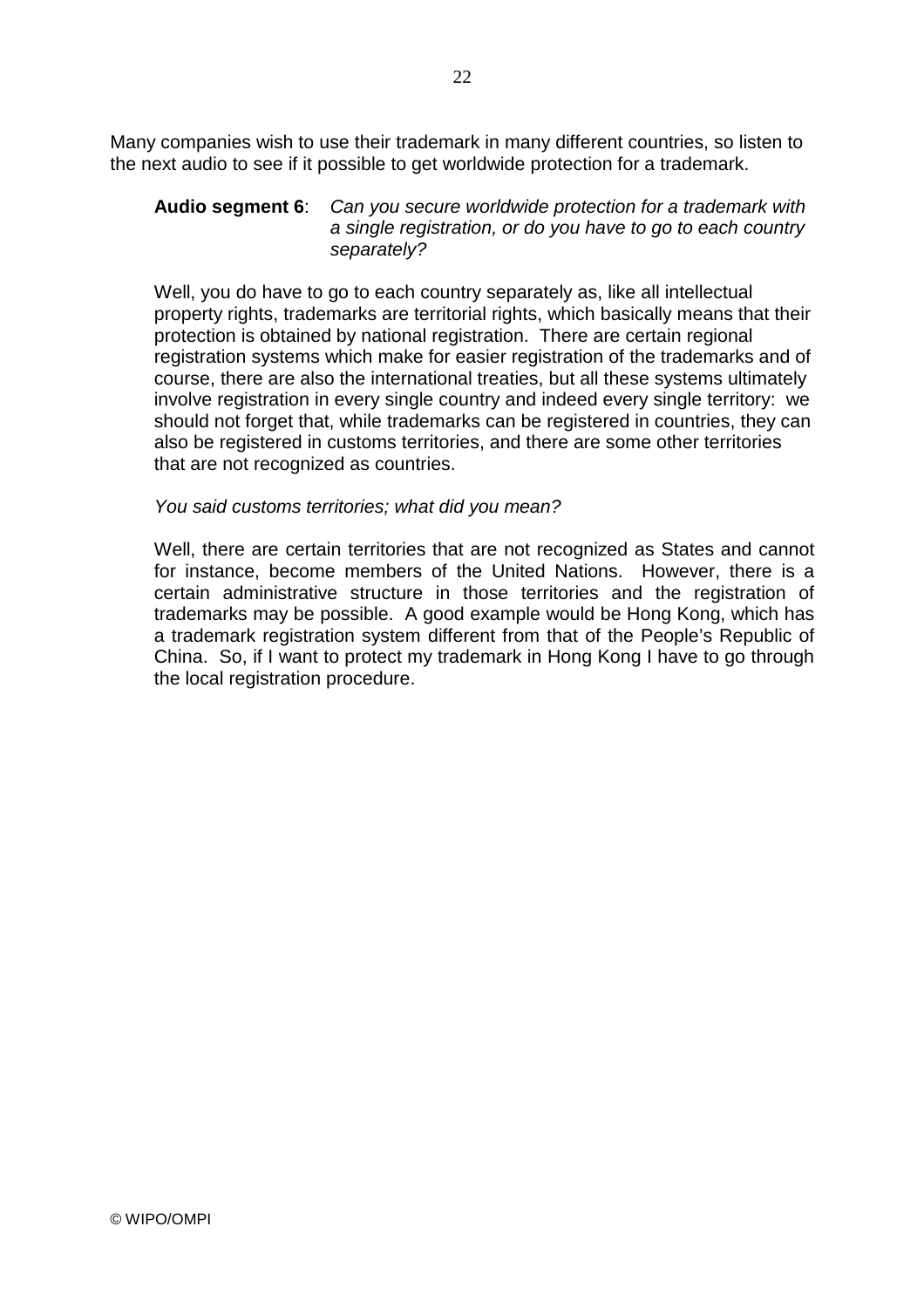Many companies wish to use their trademark in many different countries, so listen to the next audio to see if it possible to get worldwide protection for a trademark.

**Audio segment 6**: *Can you secure worldwide protection for a trademark with a single registration, or do you have to go to each country separately?*

Well, you do have to go to each country separately as, like all intellectual property rights, trademarks are territorial rights, which basically means that their protection is obtained by national registration. There are certain regional registration systems which make for easier registration of the trademarks and of course, there are also the international treaties, but all these systems ultimately involve registration in every single country and indeed every single territory: we should not forget that, while trademarks can be registered in countries, they can also be registered in customs territories, and there are some other territories that are not recognized as countries.

*You said customs territories; what did you mean?*

Well, there are certain territories that are not recognized as States and cannot for instance, become members of the United Nations. However, there is a certain administrative structure in those territories and the registration of trademarks may be possible. A good example would be Hong Kong, which has a trademark registration system different from that of the People's Republic of China. So, if I want to protect my trademark in Hong Kong I have to go through the local registration procedure.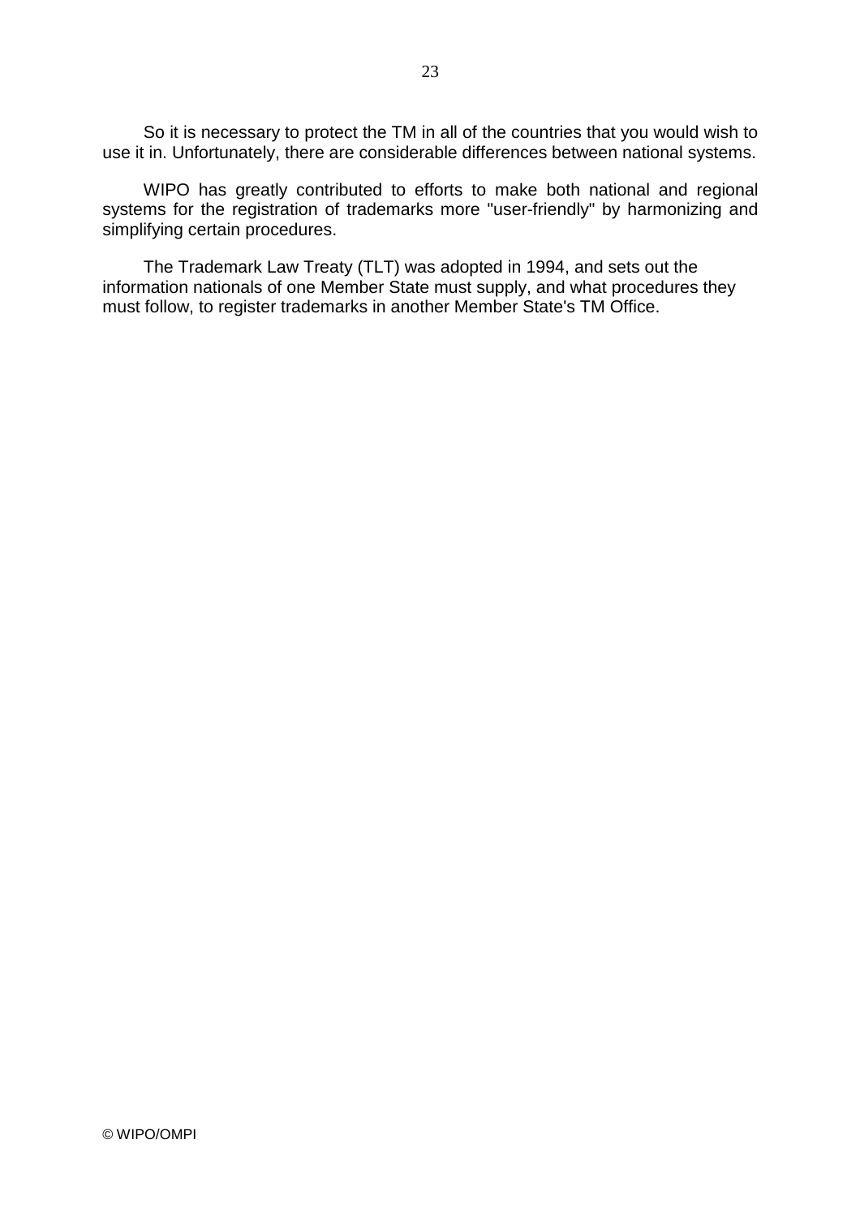So it is necessary to protect the TM in all of the countries that you would wish to use it in. Unfortunately, there are considerable differences between national systems.

WIPO has greatly contributed to efforts to make both national and regional systems for the registration of trademarks more "user-friendly" by harmonizing and simplifying certain procedures.

The Trademark Law Treaty (TLT) was adopted in 1994, and sets out the information nationals of one Member State must supply, and what procedures they must follow, to register trademarks in another Member State's TM Office.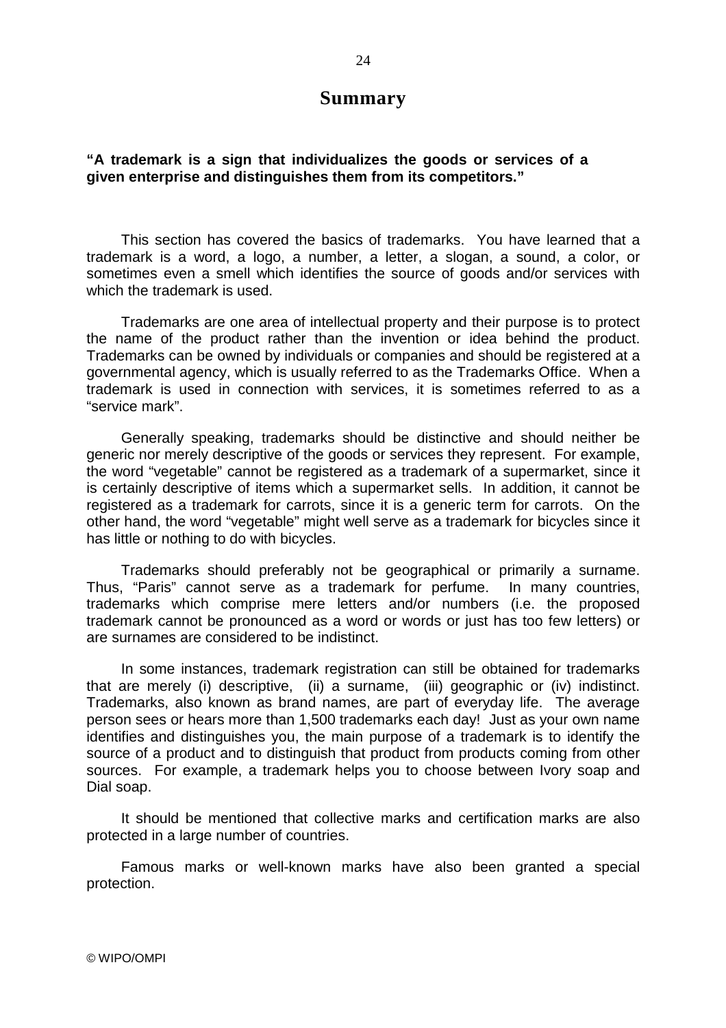# Summary

**"A trademark is a sign that individualizes the goods or services of a given enterprise and distinguishes them from its competitors."**

This section has covered the basics of trademarks. You have learned that a trademark is a word, a logo, a number, a letter, a slogan, a sound, a color, or sometimes even a smell which identifies the source of goods and/or services with which the trademark is used.

Trademarks are one area of intellectual property and their purpose is to protect the name of the product rather than the invention or idea behind the product. Trademarks can be owned by individuals or companies and should be registered at a governmental agency, which is usually referred to as the Trademarks Office. When a trademark is used in connection with services, it is sometimes referred to as a "service mark".

Generally speaking, trademarks should be distinctive and should neither be generic nor merely descriptive of the goods or services they represent. For example, the word "vegetable" cannot be registered as a trademark of a supermarket, since it is certainly descriptive of items which a supermarket sells. In addition, it cannot be registered as a trademark for carrots, since it is a generic term for carrots. On the other hand, the word "vegetable" might well serve as a trademark for bicycles since it has little or nothing to do with bicycles.

Trademarks should preferably not be geographical or primarily a surname. Thus, "Paris" cannot serve as a trademark for perfume. In many countries, trademarks which comprise mere letters and/or numbers (i.e. the proposed trademark cannot be pronounced as a word or words or just has too few letters) or are surnames are considered to be indistinct.

In some instances, trademark registration can still be obtained for trademarks that are merely (i) descriptive, (ii) a surname, (iii) geographic or (iv) indistinct. Trademarks, also known as brand names, are part of everyday life. The average person sees or hears more than 1,500 trademarks each day! Just as your own name identifies and distinguishes you, the main purpose of a trademark is to identify the source of a product and to distinguish that product from products coming from other sources. For example, a trademark helps you to choose between Ivory soap and Dial soap.

It should be mentioned that collective marks and certification marks are also protected in a large number of countries.

Famous marks or well-known marks have also been granted a special protection.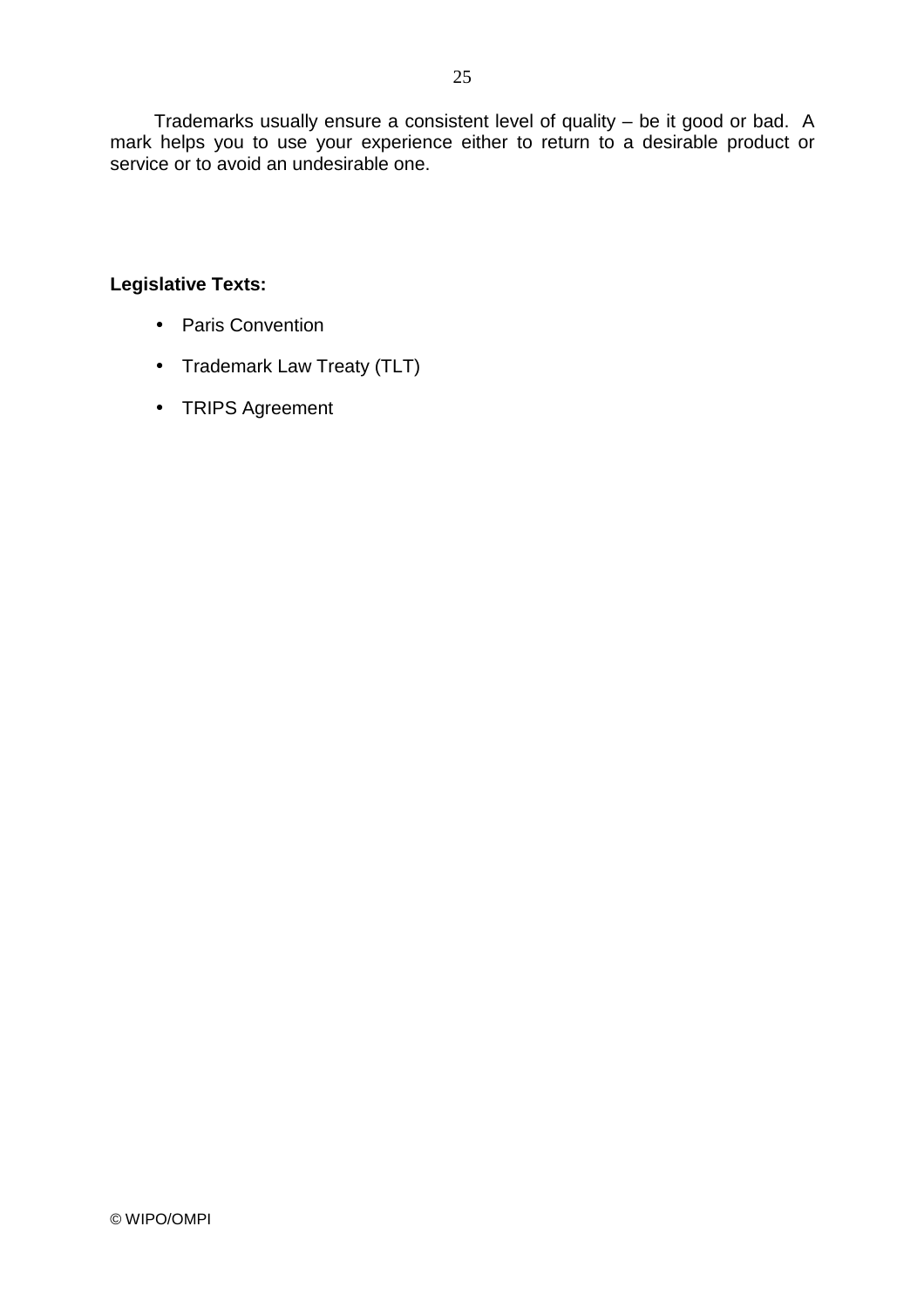Trademarks usually ensure a consistent level of quality – be it good or bad. A mark helps you to use your experience either to return to a desirable product or service or to avoid an undesirable one.

**Legislative Texts:**

- Paris Convention
- Trademark Law Treaty (TLT)
- TRIPS Agreement